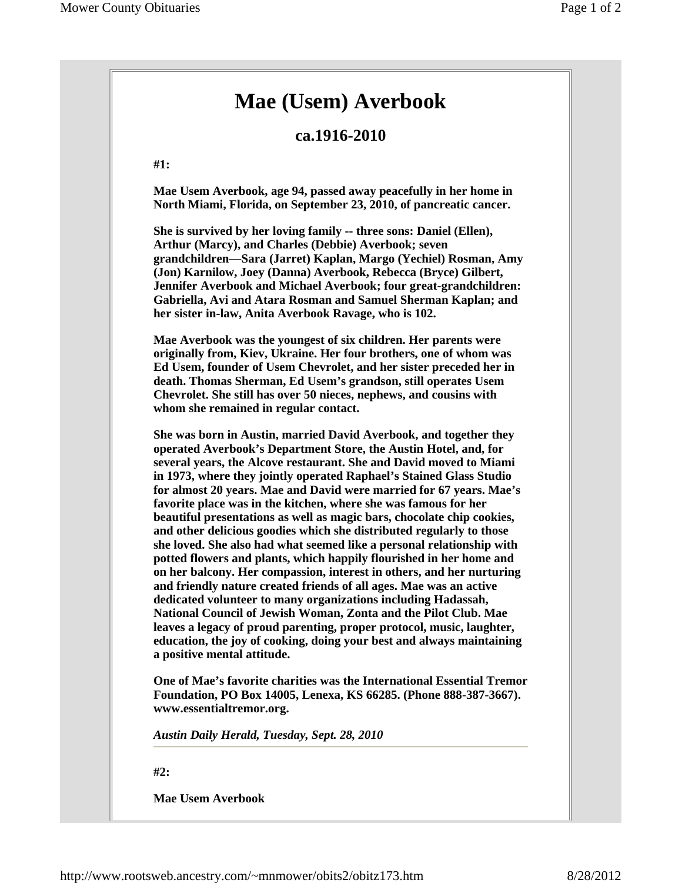# Mae (Usem) Averbook

## ca.1916-2010

**#1:**

**Mae Usem Averbook, age 94, passed away peacefully in her home in North Miami, Florida, on September 23, 2010, of pancreatic cancer.**

**She is survived by her loving family -- three sons: Daniel (Ellen), Arthur (Marcy), and Charles (Debbie) Averbook; seven grandchildren—Sara (Jarret) Kaplan, Margo (Yechiel) Rosman, Amy (Jon) Karnilow, Joey (Danna) Averbook, Rebecca (Bryce) Gilbert, Jennifer Averbook and Michael Averbook; four great-grandchildren: Gabriella, Avi and Atara Rosman and Samuel Sherman Kaplan; and her sister in-law, Anita Averbook Ravage, who is 102.**

**Mae Averbook was the youngest of six children. Her parents were originally from, Kiev, Ukraine. Her four brothers, one of whom was Ed Usem, founder of Usem Chevrolet, and her sister preceded her in death. Thomas Sherman, Ed Usem's grandson, still operates Usem Chevrolet. She still has over 50 nieces, nephews, and cousins with whom she remained in regular contact.**

**She was born in Austin, married David Averbook, and together they operated Averbook's Department Store, the Austin Hotel, and, for several years, the Alcove restaurant. She and David moved to Miami in 1973, where they jointly operated Raphael's Stained Glass Studio for almost 20 years. Mae and David were married for 67 years. Mae's favorite place was in the kitchen, where she was famous for her beautiful presentations as well as magic bars, chocolate chip cookies, and other delicious goodies which she distributed regularly to those she loved. She also had what seemed like a personal relationship with potted flowers and plants, which happily flourished in her home and on her balcony. Her compassion, interest in others, and her nurturing and friendly nature created friends of all ages. Mae was an active dedicated volunteer to many organizations including Hadassah, National Council of Jewish Woman, Zonta and the Pilot Club. Mae leaves a legacy of proud parenting, proper protocol, music, laughter, education, the joy of cooking, doing your best and always maintaining a positive mental attitude.**

**One of Mae's favorite charities was the International Essential Tremor Foundation, PO Box 14005, Lenexa, KS 66285. (Phone 888-387-3667). www.essentialtremor.org.**

***Austin Daily Herald, Tuesday, Sept. 28, 2010***

---

**#2:**

**Mae Usem Averbook**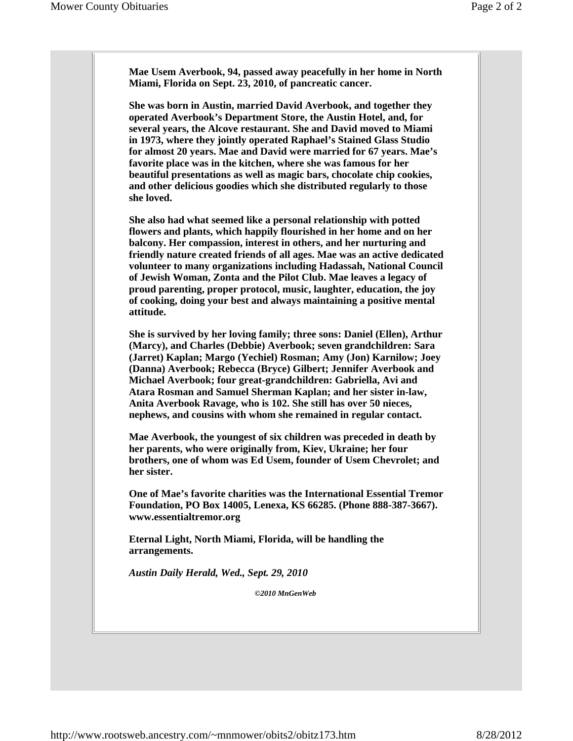**Mae Usem Averbook, 94, passed away peacefully in her home in North Miami, Florida on Sept. 23, 2010, of pancreatic cancer.**

**She was born in Austin, married David Averbook, and together they operated Averbook's Department Store, the Austin Hotel, and, for several years, the Alcove restaurant. She and David moved to Miami in 1973, where they jointly operated Raphael's Stained Glass Studio for almost 20 years. Mae and David were married for 67 years. Mae's favorite place was in the kitchen, where she was famous for her beautiful presentations as well as magic bars, chocolate chip cookies, and other delicious goodies which she distributed regularly to those she loved.**

**She also had what seemed like a personal relationship with potted flowers and plants, which happily flourished in her home and on her balcony. Her compassion, interest in others, and her nurturing and friendly nature created friends of all ages. Mae was an active dedicated volunteer to many organizations including Hadassah, National Council of Jewish Woman, Zonta and the Pilot Club. Mae leaves a legacy of proud parenting, proper protocol, music, laughter, education, the joy of cooking, doing your best and always maintaining a positive mental attitude.**

**She is survived by her loving family; three sons: Daniel (Ellen), Arthur (Marcy), and Charles (Debbie) Averbook; seven grandchildren: Sara (Jarret) Kaplan; Margo (Yechiel) Rosman; Amy (Jon) Karnilow; Joey (Danna) Averbook; Rebecca (Bryce) Gilbert; Jennifer Averbook and Michael Averbook; four great-grandchildren: Gabriella, Avi and Atara Rosman and Samuel Sherman Kaplan; and her sister in-law, Anita Averbook Ravage, who is 102. She still has over 50 nieces, nephews, and cousins with whom she remained in regular contact.**

**Mae Averbook, the youngest of six children was preceded in death by her parents, who were originally from, Kiev, Ukraine; her four brothers, one of whom was Ed Usem, founder of Usem Chevrolet; and her sister.**

**One of Mae's favorite charities was the International Essential Tremor Foundation, PO Box 14005, Lenexa, KS 66285. (Phone 888-387-3667). www.essentialtremor.org**

**Eternal Light, North Miami, Florida, will be handling the arrangements.**

***Austin Daily Herald, Wed., Sept. 29, 2010***

***©2010 MnGenWeb***